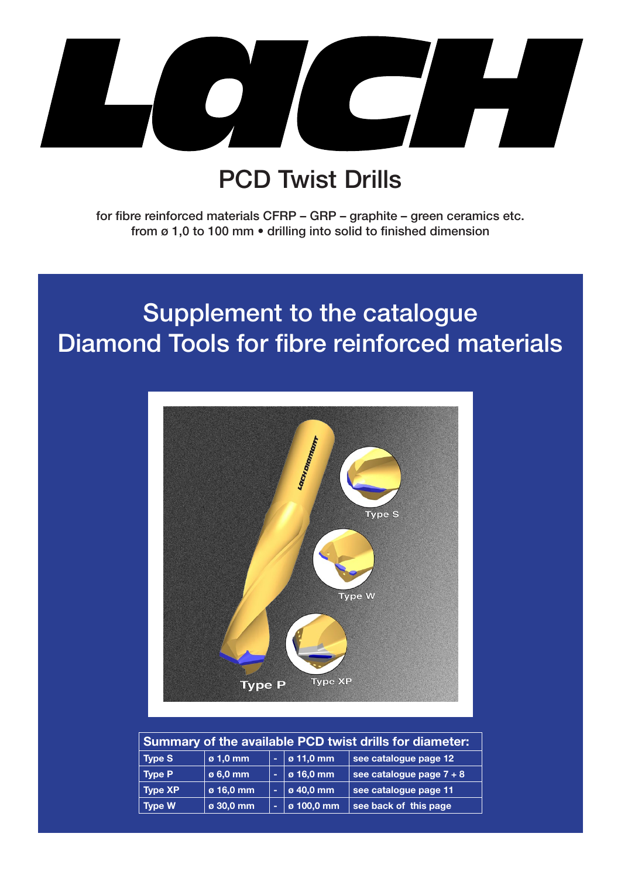# LACH

## PCD Twist Drills

for fibre reinforced materials CFRP – GRP – graphite – green ceramics etc.
from ø 1,0 to 100 mm • drilling into solid to finished dimension

## Supplement to the catalogue
## Diamond Tools for fibre reinforced materials

| Summary of the available PCD twist drills for diameter: | | | | |
|---|---|---|---|---|
| Type S | ø 1,0 mm | - | ø 11,0 mm | see catalogue page 12 |
| Type P | ø 6,0 mm | - | ø 16,0 mm | see catalogue page 7 + 8 |
| Type XP | ø 16,0 mm | - | ø 40,0 mm | see catalogue page 11 |
| Type W | ø 30,0 mm | - | ø 100,0 mm | see back of this page |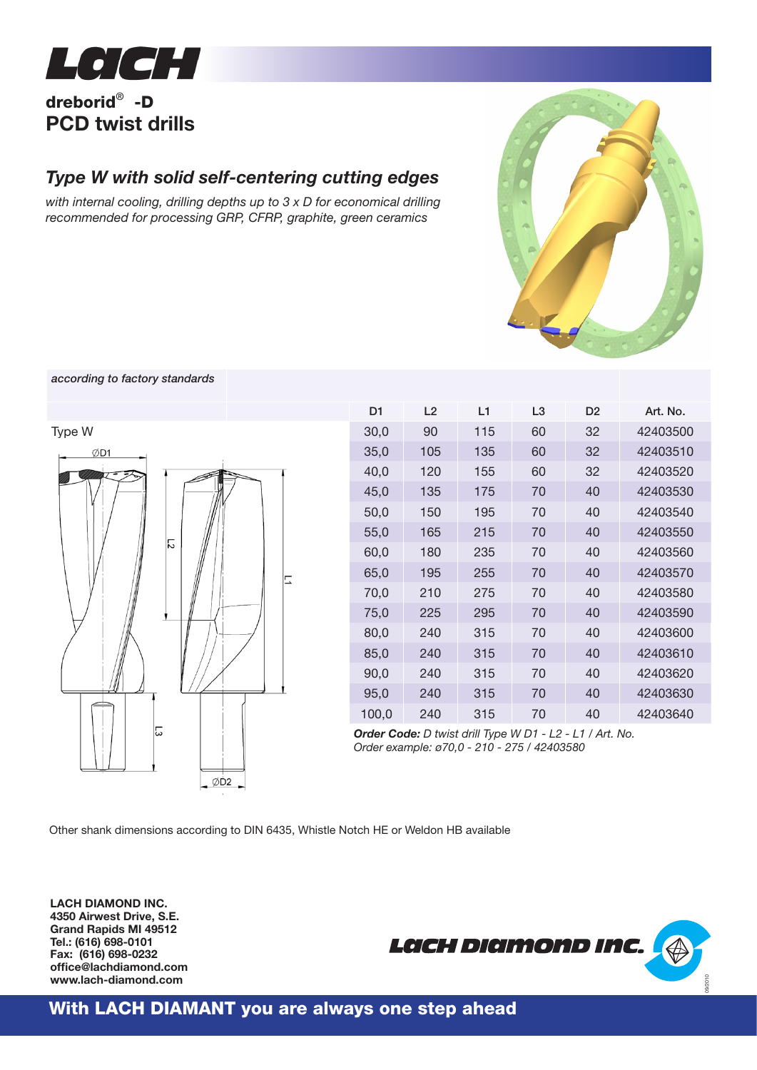# LACH

## dreborid® -D
## PCD twist drills

### *Type W with solid self-centering cutting edges*

*with internal cooling, drilling depths up to 3 x D for economical drilling*
*recommended for processing GRP, CFRP, graphite, green ceramics*

*according to factory standards*

Type W

ØD1
L2
L1
L3
ØD2

| D1 | L2 | L1 | L3 | D2 | Art. No. |
|---|---|---|---|---|---|
| 30,0 | 90 | 115 | 60 | 32 | 42403500 |
| 35,0 | 105 | 135 | 60 | 32 | 42403510 |
| 40,0 | 120 | 155 | 60 | 32 | 42403520 |
| 45,0 | 135 | 175 | 70 | 40 | 42403530 |
| 50,0 | 150 | 195 | 70 | 40 | 42403540 |
| 55,0 | 165 | 215 | 70 | 40 | 42403550 |
| 60,0 | 180 | 235 | 70 | 40 | 42403560 |
| 65,0 | 195 | 255 | 70 | 40 | 42403570 |
| 70,0 | 210 | 275 | 70 | 40 | 42403580 |
| 75,0 | 225 | 295 | 70 | 40 | 42403590 |
| 80,0 | 240 | 315 | 70 | 40 | 42403600 |
| 85,0 | 240 | 315 | 70 | 40 | 42403610 |
| 90,0 | 240 | 315 | 70 | 40 | 42403620 |
| 95,0 | 240 | 315 | 70 | 40 | 42403630 |
| 100,0 | 240 | 315 | 70 | 40 | 42403640 |

***Order Code:*** *D twist drill Type W D1 - L2 - L1 / Art. No.*
*Order example: ø70,0 - 210 - 275 / 42403580*

Other shank dimensions according to DIN 6435, Whistle Notch HE or Weldon HB available

**LACH DIAMOND INC.**
**4350 Airwest Drive, S.E.**
**Grand Rapids MI 49512**
**Tel.: (616) 698-0101**
**Fax: (616) 698-0232**
**office@lachdiamond.com**
**www.lach-diamond.com**

LACH DIAMOND INC.

09/2010

**With LACH DIAMANT you are always one step ahead**